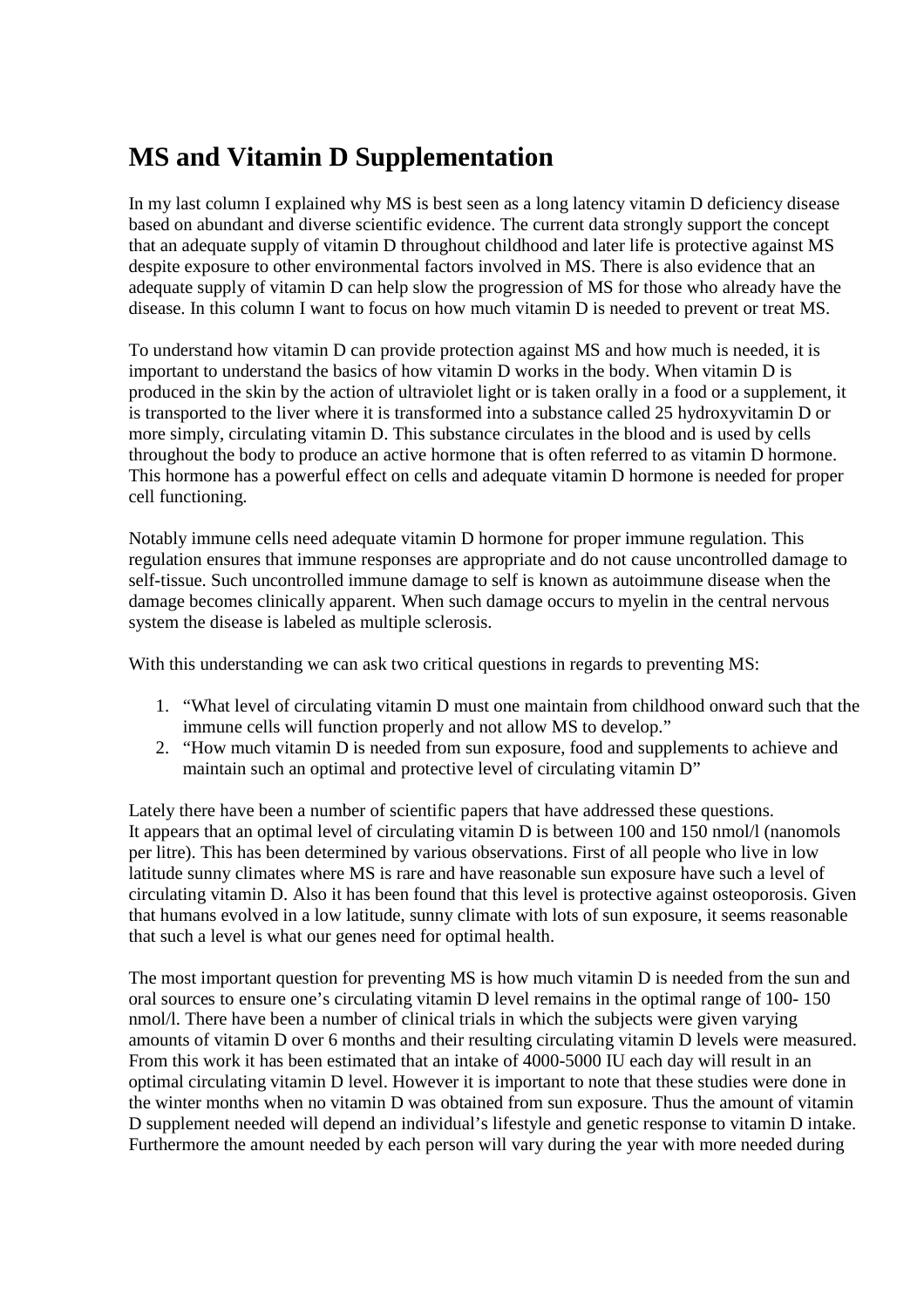# MS and Vitamin D Supplementation

In my last column I explained why MS is best seen as a long latency vitamin D deficiency disease based on abundant and diverse scientific evidence. The current data strongly support the concept that an adequate supply of vitamin D throughout childhood and later life is protective against MS despite exposure to other environmental factors involved in MS. There is also evidence that an adequate supply of vitamin D can help slow the progression of MS for those who already have the disease. In this column I want to focus on how much vitamin D is needed to prevent or treat MS.

To understand how vitamin D can provide protection against MS and how much is needed, it is important to understand the basics of how vitamin D works in the body. When vitamin D is produced in the skin by the action of ultraviolet light or is taken orally in a food or a supplement, it is transported to the liver where it is transformed into a substance called 25 hydroxyvitamin D or more simply, circulating vitamin D. This substance circulates in the blood and is used by cells throughout the body to produce an active hormone that is often referred to as vitamin D hormone. This hormone has a powerful effect on cells and adequate vitamin D hormone is needed for proper cell functioning.

Notably immune cells need adequate vitamin D hormone for proper immune regulation. This regulation ensures that immune responses are appropriate and do not cause uncontrolled damage to self-tissue. Such uncontrolled immune damage to self is known as autoimmune disease when the damage becomes clinically apparent. When such damage occurs to myelin in the central nervous system the disease is labeled as multiple sclerosis.

With this understanding we can ask two critical questions in regards to preventing MS:

1. "What level of circulating vitamin D must one maintain from childhood onward such that the immune cells will function properly and not allow MS to develop."
2. "How much vitamin D is needed from sun exposure, food and supplements to achieve and maintain such an optimal and protective level of circulating vitamin D"

Lately there have been a number of scientific papers that have addressed these questions. It appears that an optimal level of circulating vitamin D is between 100 and 150 nmol/l (nanomols per litre). This has been determined by various observations. First of all people who live in low latitude sunny climates where MS is rare and have reasonable sun exposure have such a level of circulating vitamin D. Also it has been found that this level is protective against osteoporosis. Given that humans evolved in a low latitude, sunny climate with lots of sun exposure, it seems reasonable that such a level is what our genes need for optimal health.

The most important question for preventing MS is how much vitamin D is needed from the sun and oral sources to ensure one's circulating vitamin D level remains in the optimal range of 100- 150 nmol/l. There have been a number of clinical trials in which the subjects were given varying amounts of vitamin D over 6 months and their resulting circulating vitamin D levels were measured. From this work it has been estimated that an intake of 4000-5000 IU each day will result in an optimal circulating vitamin D level. However it is important to note that these studies were done in the winter months when no vitamin D was obtained from sun exposure. Thus the amount of vitamin D supplement needed will depend an individual's lifestyle and genetic response to vitamin D intake. Furthermore the amount needed by each person will vary during the year with more needed during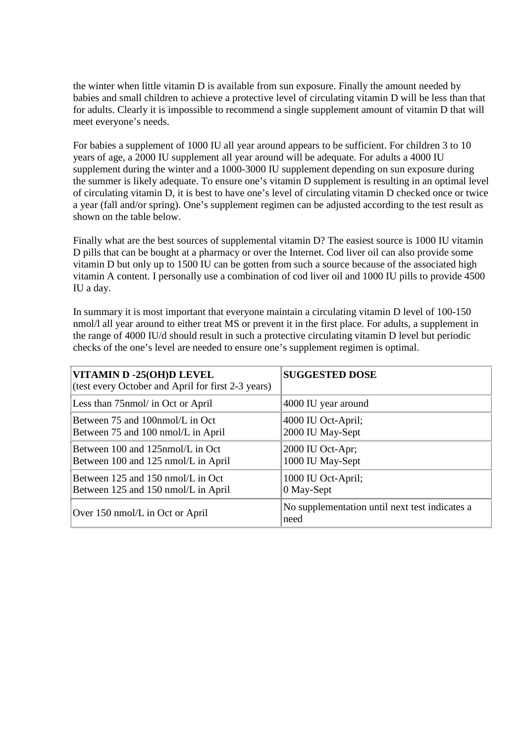the winter when little vitamin D is available from sun exposure. Finally the amount needed by babies and small children to achieve a protective level of circulating vitamin D will be less than that for adults. Clearly it is impossible to recommend a single supplement amount of vitamin D that will meet everyone's needs.

For babies a supplement of 1000 IU all year around appears to be sufficient. For children 3 to 10 years of age, a 2000 IU supplement all year around will be adequate. For adults a 4000 IU supplement during the winter and a 1000-3000 IU supplement depending on sun exposure during the summer is likely adequate. To ensure one's vitamin D supplement is resulting in an optimal level of circulating vitamin D, it is best to have one's level of circulating vitamin D checked once or twice a year (fall and/or spring). One's supplement regimen can be adjusted according to the test result as shown on the table below.

Finally what are the best sources of supplemental vitamin D? The easiest source is 1000 IU vitamin D pills that can be bought at a pharmacy or over the Internet. Cod liver oil can also provide some vitamin D but only up to 1500 IU can be gotten from such a source because of the associated high vitamin A content. I personally use a combination of cod liver oil and 1000 IU pills to provide 4500 IU a day.

In summary it is most important that everyone maintain a circulating vitamin D level of 100-150 nmol/l all year around to either treat MS or prevent it in the first place. For adults, a supplement in the range of 4000 IU/d should result in such a protective circulating vitamin D level but periodic checks of the one's level are needed to ensure one's supplement regimen is optimal.

| **VITAMIN D -25(OH)D LEVEL** (test every October and April for first 2-3 years) | **SUGGESTED DOSE** |
|---|---|
| Less than 75nmol/ in Oct or April | 4000 IU year around |
| Between 75 and 100nmol/L in Oct<br>Between 75 and 100 nmol/L in April | 4000 IU Oct-April;<br>2000 IU May-Sept |
| Between 100 and 125nmol/L in Oct<br>Between 100 and 125 nmol/L in April | 2000 IU Oct-Apr;<br>1000 IU May-Sept |
| Between 125 and 150 nmol/L in Oct<br>Between 125 and 150 nmol/L in April | 1000 IU Oct-April;<br>0 May-Sept |
| Over 150 nmol/L in Oct or April | No supplementation until next test indicates a need |